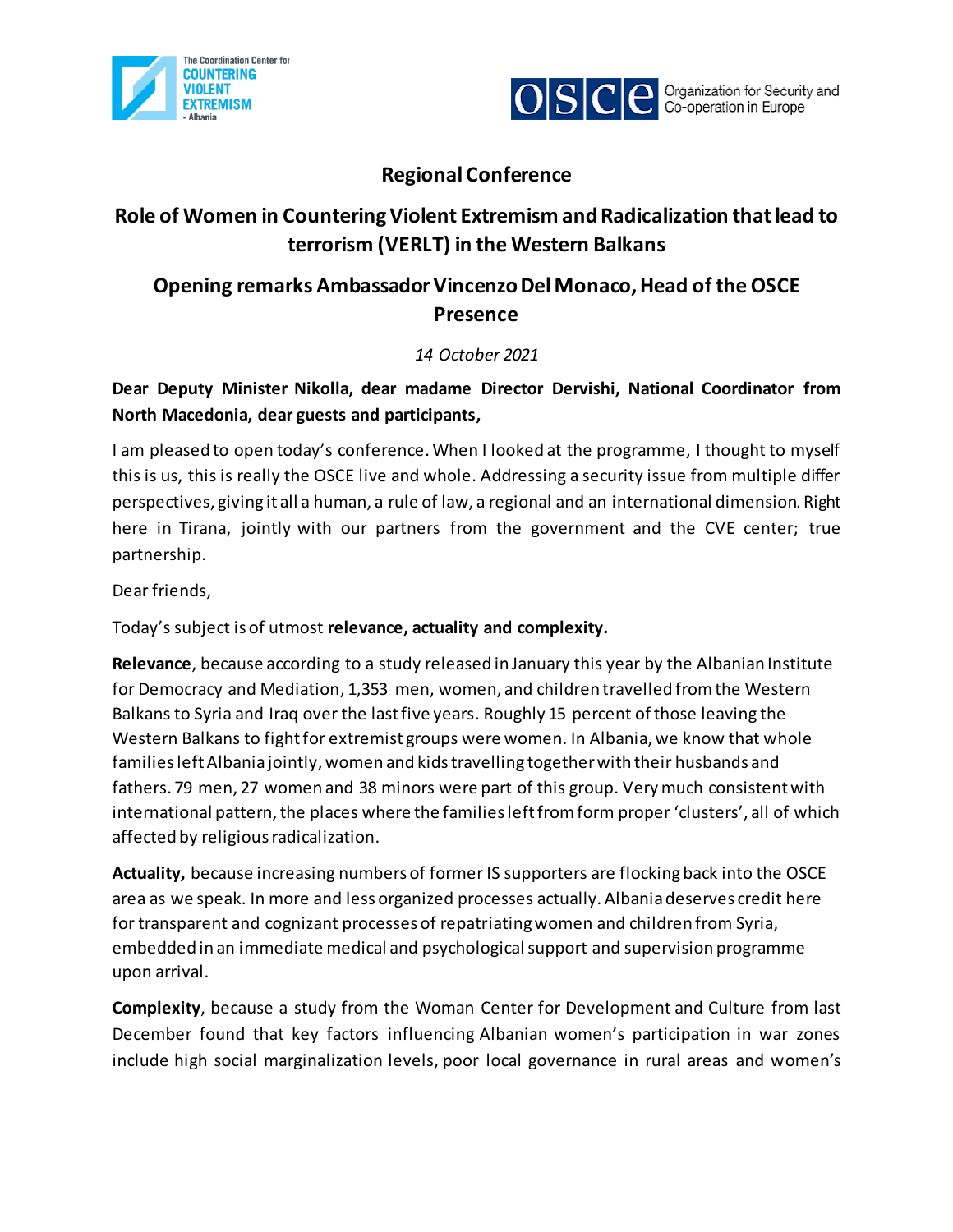## Regional Conference

## Role of Women in Countering Violent Extremism and Radicalization that lead to terrorism (VERLT) in the Western Balkans

## Opening remarks Ambassador Vincenzo Del Monaco, Head of the OSCE Presence

*14 October 2021*

**Dear Deputy Minister Nikolla, dear madame Director Dervishi, National Coordinator from North Macedonia, dear guests and participants,**

I am pleased to open today's conference. When I looked at the programme, I thought to myself this is us, this is really the OSCE live and whole. Addressing a security issue from multiple differ perspectives, giving it all a human, a rule of law, a regional and an international dimension. Right here in Tirana, jointly with our partners from the government and the CVE center; true partnership.

Dear friends,

Today's subject is of utmost **relevance, actuality and complexity.**

**Relevance**, because according to a study released in January this year by the Albanian Institute for Democracy and Mediation, 1,353 men, women, and children travelled from the Western Balkans to Syria and Iraq over the last five years. Roughly 15 percent of those leaving the Western Balkans to fight for extremist groups were women. In Albania, we know that whole families left Albania jointly, women and kids travelling together with their husbands and fathers. 79 men, 27 women and 38 minors were part of this group. Very much consistent with international pattern, the places where the families left from form proper 'clusters', all of which affected by religious radicalization.

**Actuality,** because increasing numbers of former IS supporters are flocking back into the OSCE area as we speak. In more and less organized processes actually. Albania deserves credit here for transparent and cognizant processes of repatriating women and children from Syria, embedded in an immediate medical and psychological support and supervision programme upon arrival.

**Complexity**, because a study from the Woman Center for Development and Culture from last December found that key factors influencing Albanian women's participation in war zones include high social marginalization levels, poor local governance in rural areas and women's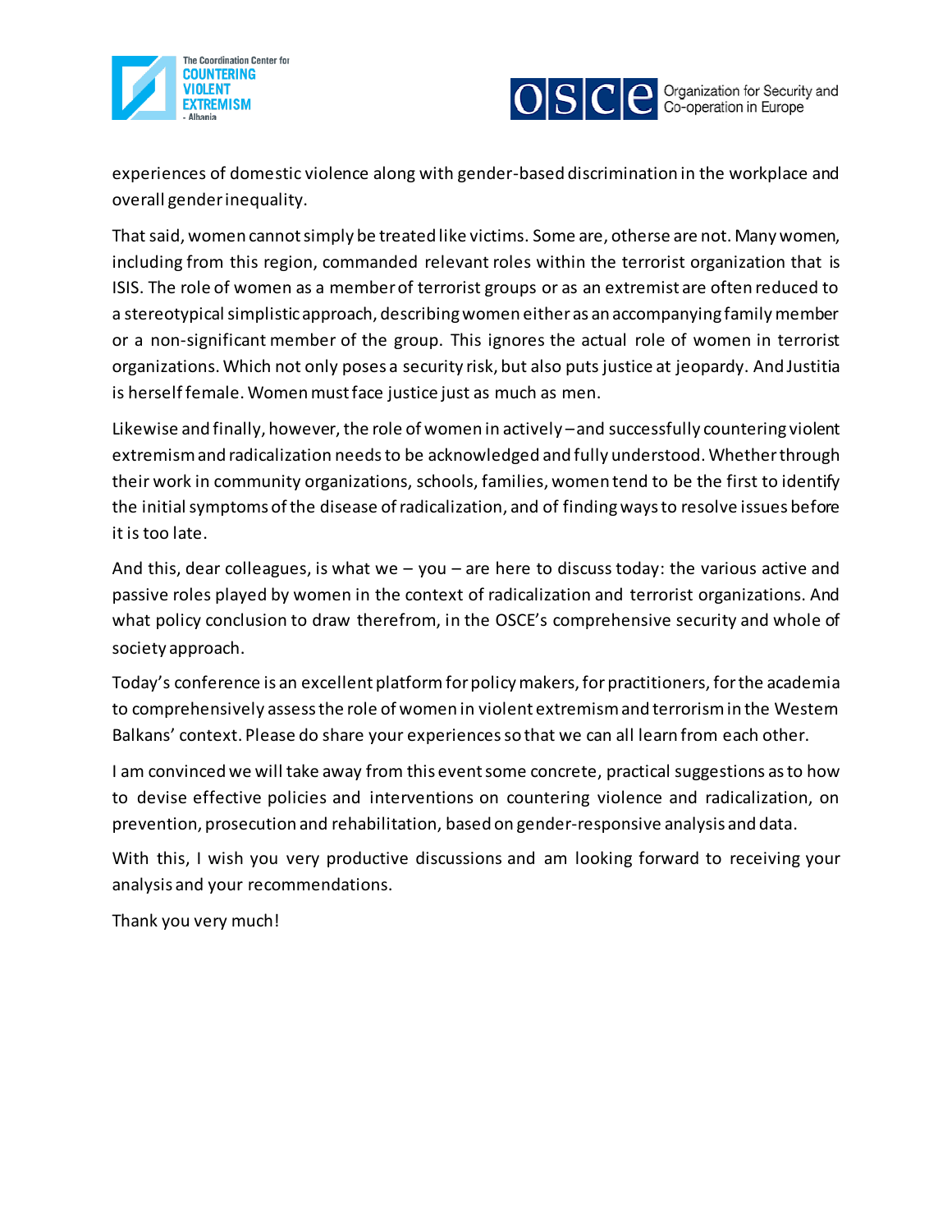experiences of domestic violence along with gender-based discrimination in the workplace and overall gender inequality.

That said, women cannot simply be treated like victims. Some are, otherse are not. Many women, including from this region, commanded relevant roles within the terrorist organization that is ISIS. The role of women as a member of terrorist groups or as an extremist are often reduced to a stereotypical simplistic approach, describing women either as an accompanying family member or a non-significant member of the group. This ignores the actual role of women in terrorist organizations. Which not only poses a security risk, but also puts justice at jeopardy. And Justitia is herself female. Women must face justice just as much as men.

Likewise and finally, however, the role of women in actively – and successfully countering violent extremism and radicalization needs to be acknowledged and fully understood. Whether through their work in community organizations, schools, families, women tend to be the first to identify the initial symptoms of the disease of radicalization, and of finding ways to resolve issues before it is too late.

And this, dear colleagues, is what we – you – are here to discuss today: the various active and passive roles played by women in the context of radicalization and terrorist organizations. And what policy conclusion to draw therefrom, in the OSCE's comprehensive security and whole of society approach.

Today's conference is an excellent platform for policy makers, for practitioners, for the academia to comprehensively assess the role of women in violent extremism and terrorism in the Western Balkans' context. Please do share your experiences so that we can all learn from each other.

I am convinced we will take away from this event some concrete, practical suggestions as to how to devise effective policies and interventions on countering violence and radicalization, on prevention, prosecution and rehabilitation, based on gender-responsive analysis and data.

With this, I wish you very productive discussions and am looking forward to receiving your analysis and your recommendations.

Thank you very much!